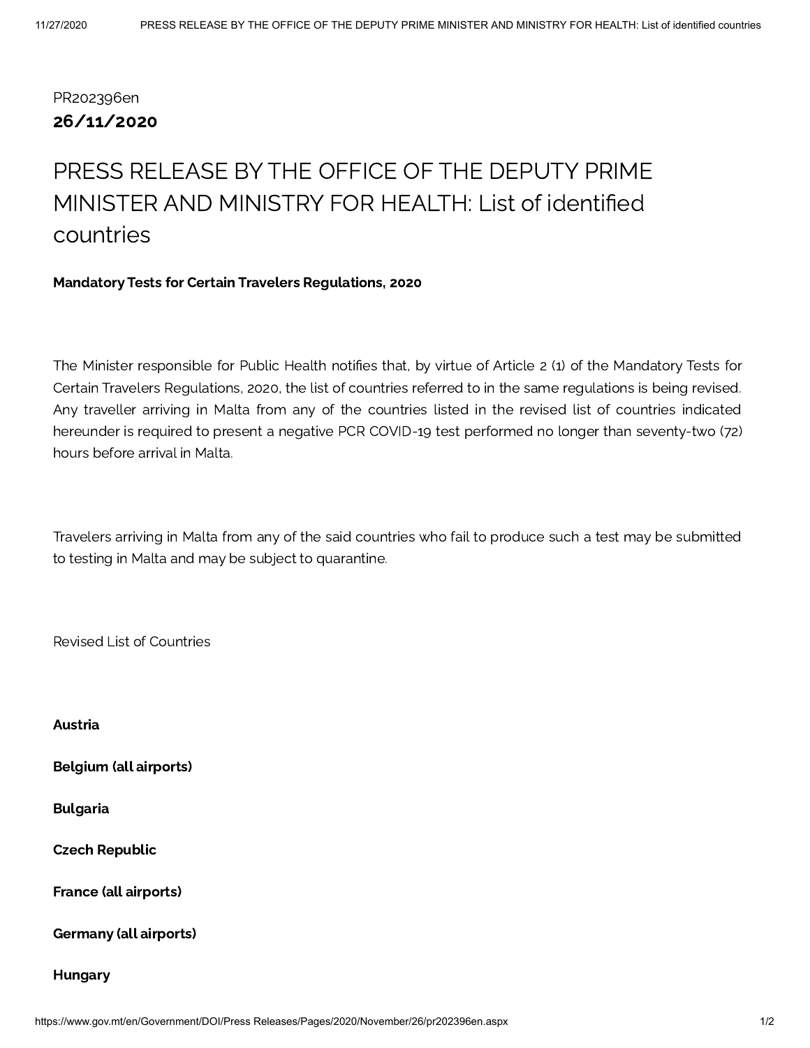PR202396en

**26/11/2020**

# PRESS RELEASE BY THE OFFICE OF THE DEPUTY PRIME MINISTER AND MINISTRY FOR HEALTH: List of identified countries

**Mandatory Tests for Certain Travelers Regulations, 2020**

The Minister responsible for Public Health notifies that, by virtue of Article 2 (1) of the Mandatory Tests for Certain Travelers Regulations, 2020, the list of countries referred to in the same regulations is being revised. Any traveller arriving in Malta from any of the countries listed in the revised list of countries indicated hereunder is required to present a negative PCR COVID-19 test performed no longer than seventy-two (72) hours before arrival in Malta.

Travelers arriving in Malta from any of the said countries who fail to produce such a test may be submitted to testing in Malta and may be subject to quarantine.

Revised List of Countries

**Austria**

**Belgium (all airports)**

**Bulgaria**

**Czech Republic**

**France (all airports)**

**Germany (all airports)**

**Hungary**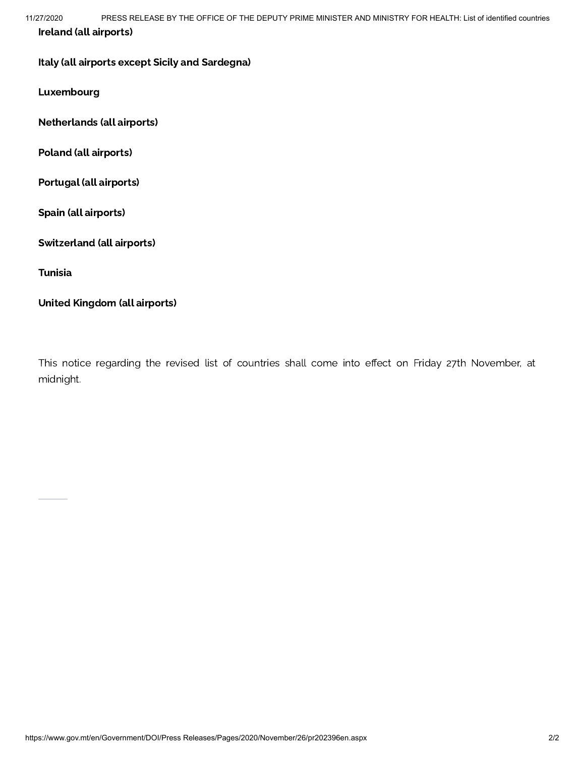**Ireland (all airports)**

**Italy (all airports except Sicily and Sardegna)**

**Luxembourg**

**Netherlands (all airports)**

**Poland (all airports)**

**Portugal (all airports)**

**Spain (all airports)**

**Switzerland (all airports)**

**Tunisia**

**United Kingdom (all airports)**

This notice regarding the revised list of countries shall come into effect on Friday 27th November, at midnight.